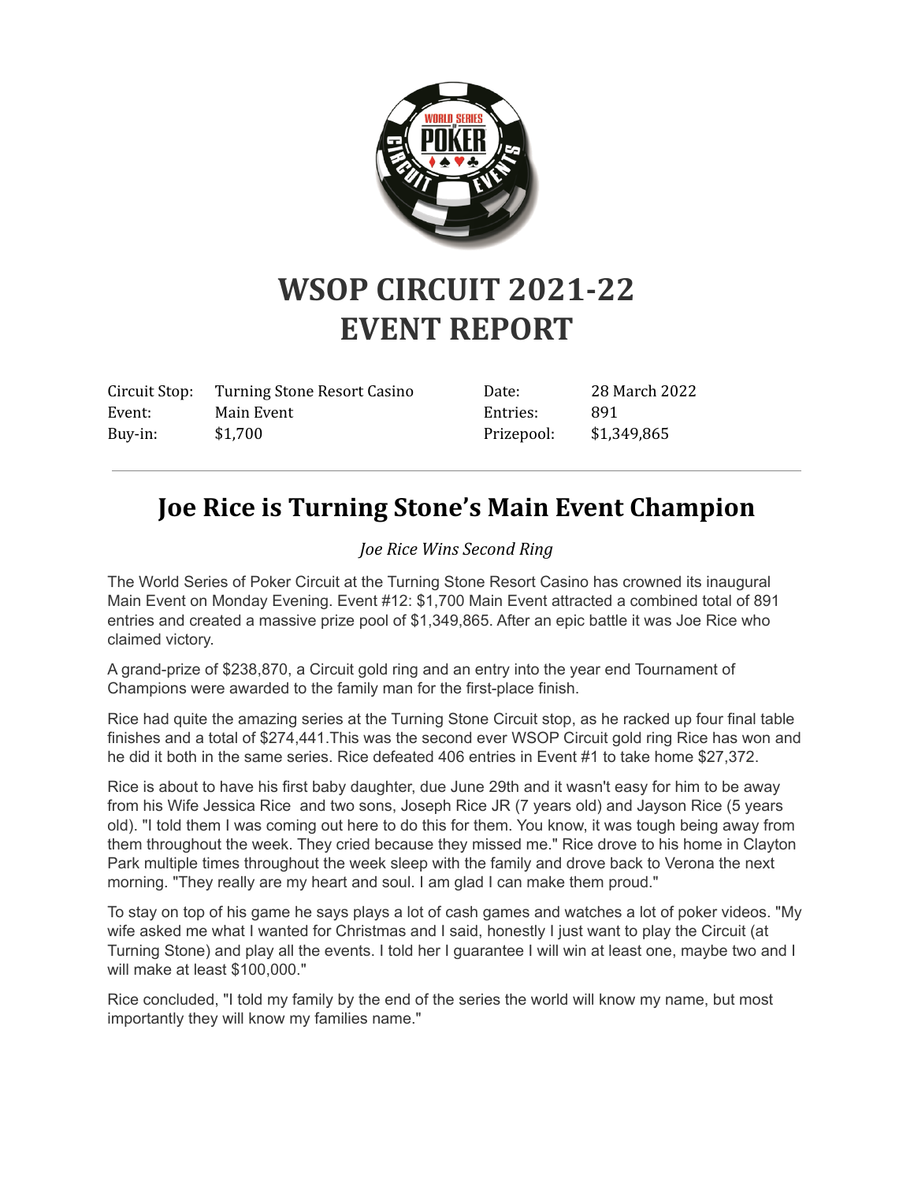# WSOP CIRCUIT 2021-22
# EVENT REPORT

| | | | |
|---|---|---|---|
| Circuit Stop: | Turning Stone Resort Casino | Date: | 28 March 2022 |
| Event: | Main Event | Entries: | 891 |
| Buy-in: | $1,700 | Prizepool: | $1,349,865 |

---

## Joe Rice is Turning Stone's Main Event Champion

*Joe Rice Wins Second Ring*

The World Series of Poker Circuit at the Turning Stone Resort Casino has crowned its inaugural Main Event on Monday Evening. Event #12: $1,700 Main Event attracted a combined total of 891 entries and created a massive prize pool of $1,349,865. After an epic battle it was Joe Rice who claimed victory.

A grand-prize of $238,870, a Circuit gold ring and an entry into the year end Tournament of Champions were awarded to the family man for the first-place finish.

Rice had quite the amazing series at the Turning Stone Circuit stop, as he racked up four final table finishes and a total of $274,441.This was the second ever WSOP Circuit gold ring Rice has won and he did it both in the same series. Rice defeated 406 entries in Event #1 to take home $27,372.

Rice is about to have his first baby daughter, due June 29th and it wasn't easy for him to be away from his Wife Jessica Rice and two sons, Joseph Rice JR (7 years old) and Jayson Rice (5 years old). "I told them I was coming out here to do this for them. You know, it was tough being away from them throughout the week. They cried because they missed me." Rice drove to his home in Clayton Park multiple times throughout the week sleep with the family and drove back to Verona the next morning. "They really are my heart and soul. I am glad I can make them proud."

To stay on top of his game he says plays a lot of cash games and watches a lot of poker videos. "My wife asked me what I wanted for Christmas and I said, honestly I just want to play the Circuit (at Turning Stone) and play all the events. I told her I guarantee I will win at least one, maybe two and I will make at least $100,000."

Rice concluded, "I told my family by the end of the series the world will know my name, but most importantly they will know my families name."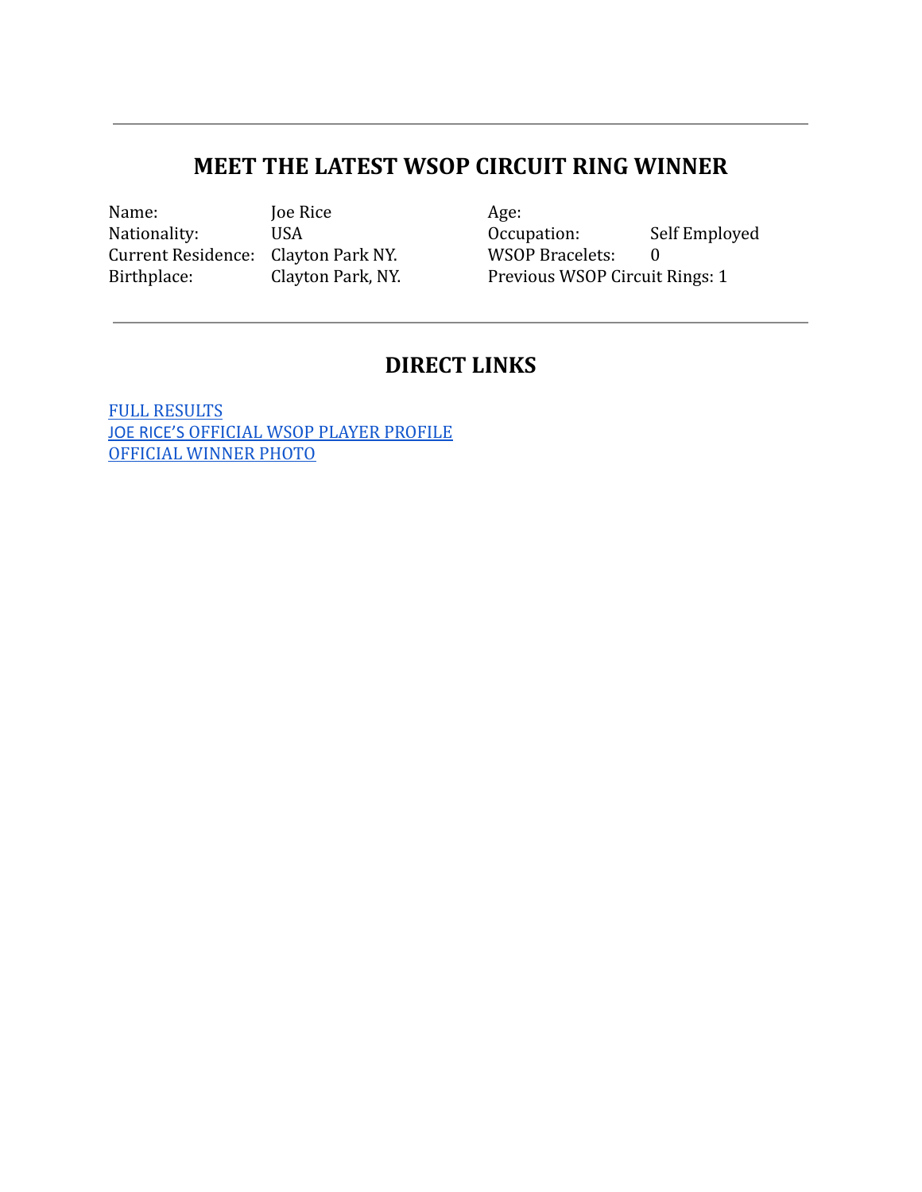---

## MEET THE LATEST WSOP CIRCUIT RING WINNER

| | | | |
|---|---|---|---|
| Name: | Joe Rice | Age: | |
| Nationality: | USA | Occupation: | Self Employed |
| Current Residence: | Clayton Park NY. | WSOP Bracelets: | 0 |
| Birthplace: | Clayton Park, NY. | Previous WSOP Circuit Rings: | 1 |

---

## DIRECT LINKS

[FULL RESULTS]()
[JOE RICE'S OFFICIAL WSOP PLAYER PROFILE]()
[OFFICIAL WINNER PHOTO]()